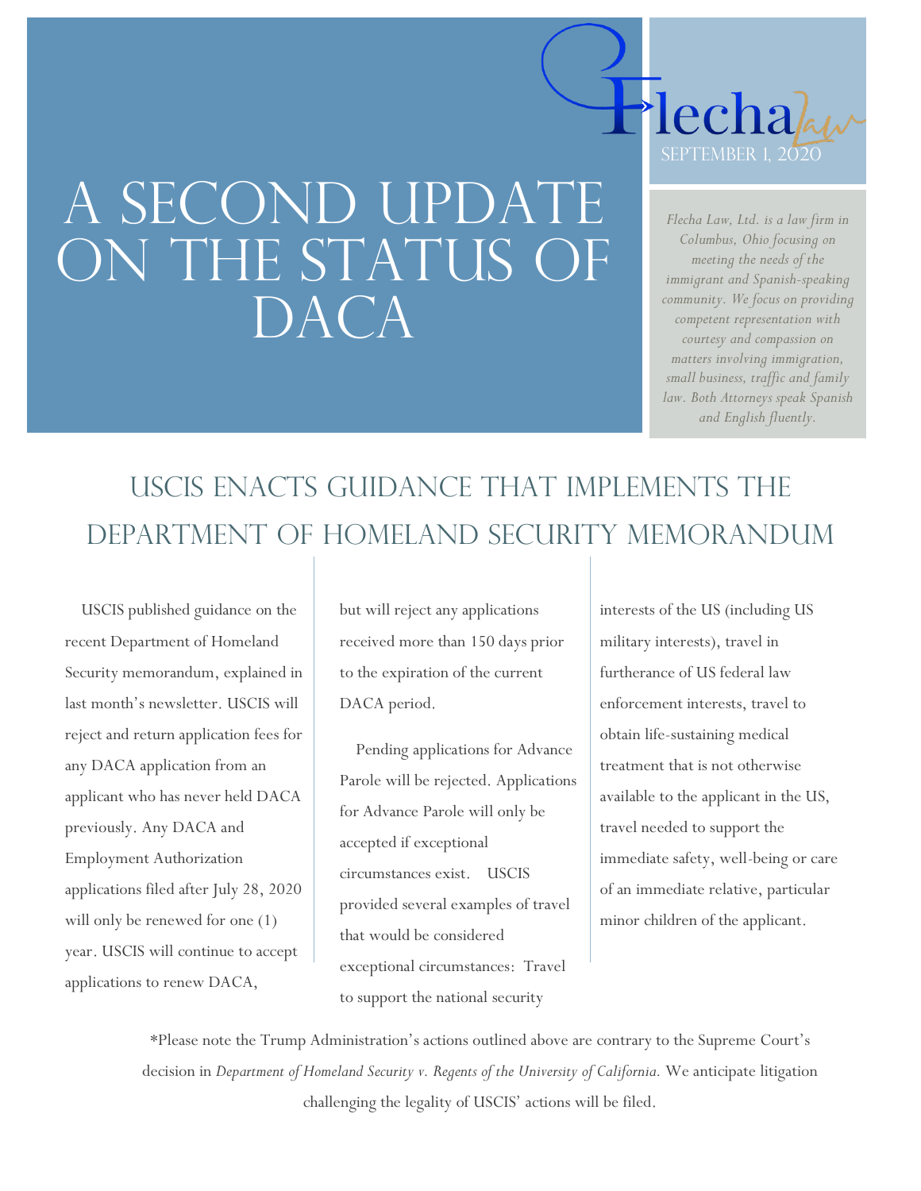# A SECOND UPDATE ON THE STATUS OF DACA

Flecha Law

SEPTEMBER 1, 2020

*Flecha Law, Ltd. is a law firm in Columbus, Ohio focusing on meeting the needs of the immigrant and Spanish-speaking community. We focus on providing competent representation with courtesy and compassion on matters involving immigration, small business, traffic and family law. Both Attorneys speak Spanish and English fluently.*

## USCIS ENACTS GUIDANCE THAT IMPLEMENTS THE DEPARTMENT OF HOMELAND SECURITY MEMORANDUM

USCIS published guidance on the recent Department of Homeland Security memorandum, explained in last month's newsletter. USCIS will reject and return application fees for any DACA application from an applicant who has never held DACA previously. Any DACA and Employment Authorization applications filed after July 28, 2020 will only be renewed for one (1) year. USCIS will continue to accept applications to renew DACA, but will reject any applications received more than 150 days prior to the expiration of the current DACA period.

Pending applications for Advance Parole will be rejected. Applications for Advance Parole will only be accepted if exceptional circumstances exist. USCIS provided several examples of travel that would be considered exceptional circumstances: Travel to support the national security interests of the US (including US military interests), travel in furtherance of US federal law enforcement interests, travel to obtain life-sustaining medical treatment that is not otherwise available to the applicant in the US, travel needed to support the immediate safety, well-being or care of an immediate relative, particular minor children of the applicant.

*Please note the Trump Administration's actions outlined above are contrary to the Supreme Court's decision in *Department of Homeland Security v. Regents of the University of California.* We anticipate litigation challenging the legality of USCIS' actions will be filed.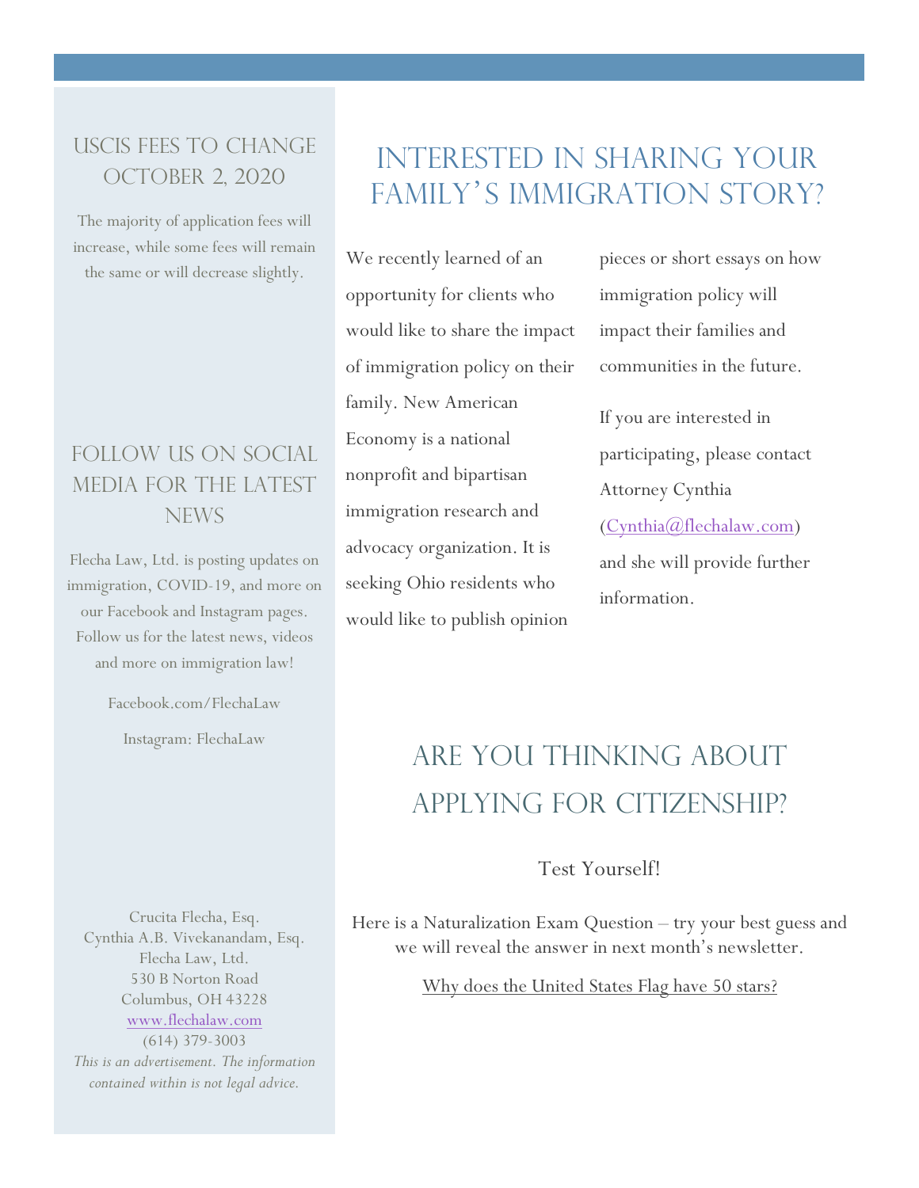## USCIS Fees to Change October 2, 2020

The majority of application fees will increase, while some fees will remain the same or will decrease slightly.

## Follow Us on Social Media for the Latest News

Flecha Law, Ltd. is posting updates on immigration, COVID-19, and more on our Facebook and Instagram pages. Follow us for the latest news, videos and more on immigration law!

Facebook.com/FlechaLaw

Instagram: FlechaLaw

Crucita Flecha, Esq.
Cynthia A.B. Vivekanandam, Esq.
Flecha Law, Ltd.
530 B Norton Road
Columbus, OH 43228
www.flechalaw.com
(614) 379-3003
*This is an advertisement. The information contained within is not legal advice.*

# Interested in Sharing Your Family's Immigration Story?

We recently learned of an opportunity for clients who would like to share the impact of immigration policy on their family. New American Economy is a national nonprofit and bipartisan immigration research and advocacy organization. It is seeking Ohio residents who would like to publish opinion pieces or short essays on how immigration policy will impact their families and communities in the future.

If you are interested in participating, please contact Attorney Cynthia (Cynthia@flechalaw.com) and she will provide further information.

# Are You Thinking About Applying for Citizenship?

Test Yourself!

Here is a Naturalization Exam Question – try your best guess and we will reveal the answer in next month's newsletter.

Why does the United States Flag have 50 stars?